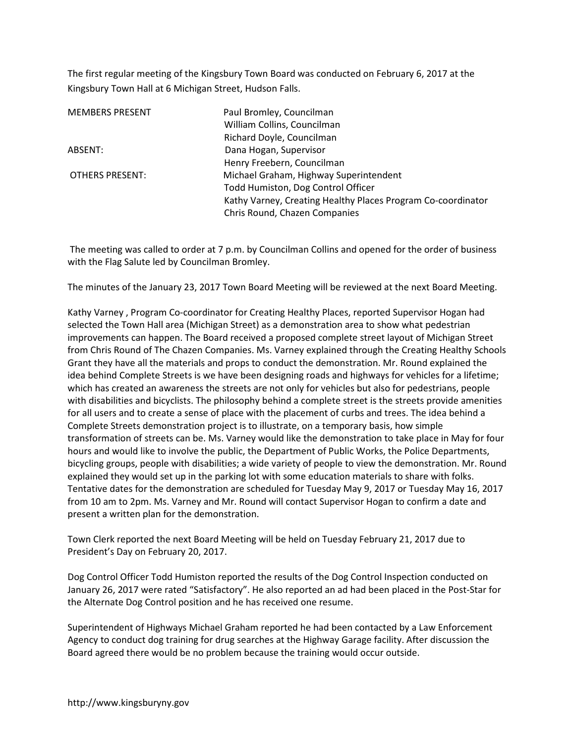The first regular meeting of the Kingsbury Town Board was conducted on February 6, 2017 at the Kingsbury Town Hall at 6 Michigan Street, Hudson Falls.

| | |
|---|---|
| MEMBERS PRESENT | Paul Bromley, Councilman |
| | William Collins, Councilman |
| | Richard Doyle, Councilman |
| ABSENT: | Dana Hogan, Supervisor |
| | Henry Freebern, Councilman |
| OTHERS PRESENT: | Michael Graham, Highway Superintendent |
| | Todd Humiston, Dog Control Officer |
| | Kathy Varney, Creating Healthy Places Program Co-coordinator |
| | Chris Round, Chazen Companies |

The meeting was called to order at 7 p.m. by Councilman Collins and opened for the order of business with the Flag Salute led by Councilman Bromley.

The minutes of the January 23, 2017 Town Board Meeting will be reviewed at the next Board Meeting.

Kathy Varney , Program Co-coordinator for Creating Healthy Places, reported Supervisor Hogan had selected the Town Hall area (Michigan Street) as a demonstration area to show what pedestrian improvements can happen. The Board received a proposed complete street layout of Michigan Street from Chris Round of The Chazen Companies. Ms. Varney explained through the Creating Healthy Schools Grant they have all the materials and props to conduct the demonstration. Mr. Round explained the idea behind Complete Streets is we have been designing roads and highways for vehicles for a lifetime; which has created an awareness the streets are not only for vehicles but also for pedestrians, people with disabilities and bicyclists. The philosophy behind a complete street is the streets provide amenities for all users and to create a sense of place with the placement of curbs and trees. The idea behind a Complete Streets demonstration project is to illustrate, on a temporary basis, how simple transformation of streets can be. Ms. Varney would like the demonstration to take place in May for four hours and would like to involve the public, the Department of Public Works, the Police Departments, bicycling groups, people with disabilities; a wide variety of people to view the demonstration. Mr. Round explained they would set up in the parking lot with some education materials to share with folks. Tentative dates for the demonstration are scheduled for Tuesday May 9, 2017 or Tuesday May 16, 2017 from 10 am to 2pm. Ms. Varney and Mr. Round will contact Supervisor Hogan to confirm a date and present a written plan for the demonstration.

Town Clerk reported the next Board Meeting will be held on Tuesday February 21, 2017 due to President's Day on February 20, 2017.

Dog Control Officer Todd Humiston reported the results of the Dog Control Inspection conducted on January 26, 2017 were rated "Satisfactory". He also reported an ad had been placed in the Post-Star for the Alternate Dog Control position and he has received one resume.

Superintendent of Highways Michael Graham reported he had been contacted by a Law Enforcement Agency to conduct dog training for drug searches at the Highway Garage facility. After discussion the Board agreed there would be no problem because the training would occur outside.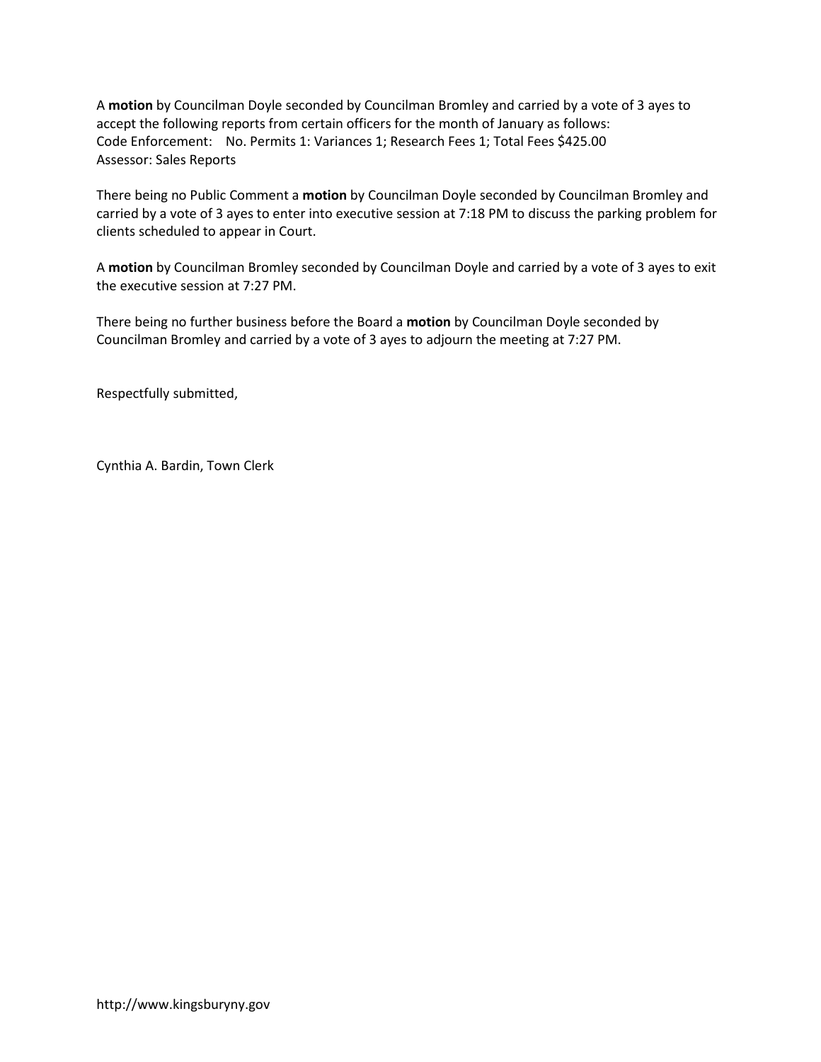A **motion** by Councilman Doyle seconded by Councilman Bromley and carried by a vote of 3 ayes to accept the following reports from certain officers for the month of January as follows:
Code Enforcement: No. Permits 1: Variances 1; Research Fees 1; Total Fees $425.00
Assessor: Sales Reports

There being no Public Comment a **motion** by Councilman Doyle seconded by Councilman Bromley and carried by a vote of 3 ayes to enter into executive session at 7:18 PM to discuss the parking problem for clients scheduled to appear in Court.

A **motion** by Councilman Bromley seconded by Councilman Doyle and carried by a vote of 3 ayes to exit the executive session at 7:27 PM.

There being no further business before the Board a **motion** by Councilman Doyle seconded by Councilman Bromley and carried by a vote of 3 ayes to adjourn the meeting at 7:27 PM.

Respectfully submitted,

Cynthia A. Bardin, Town Clerk